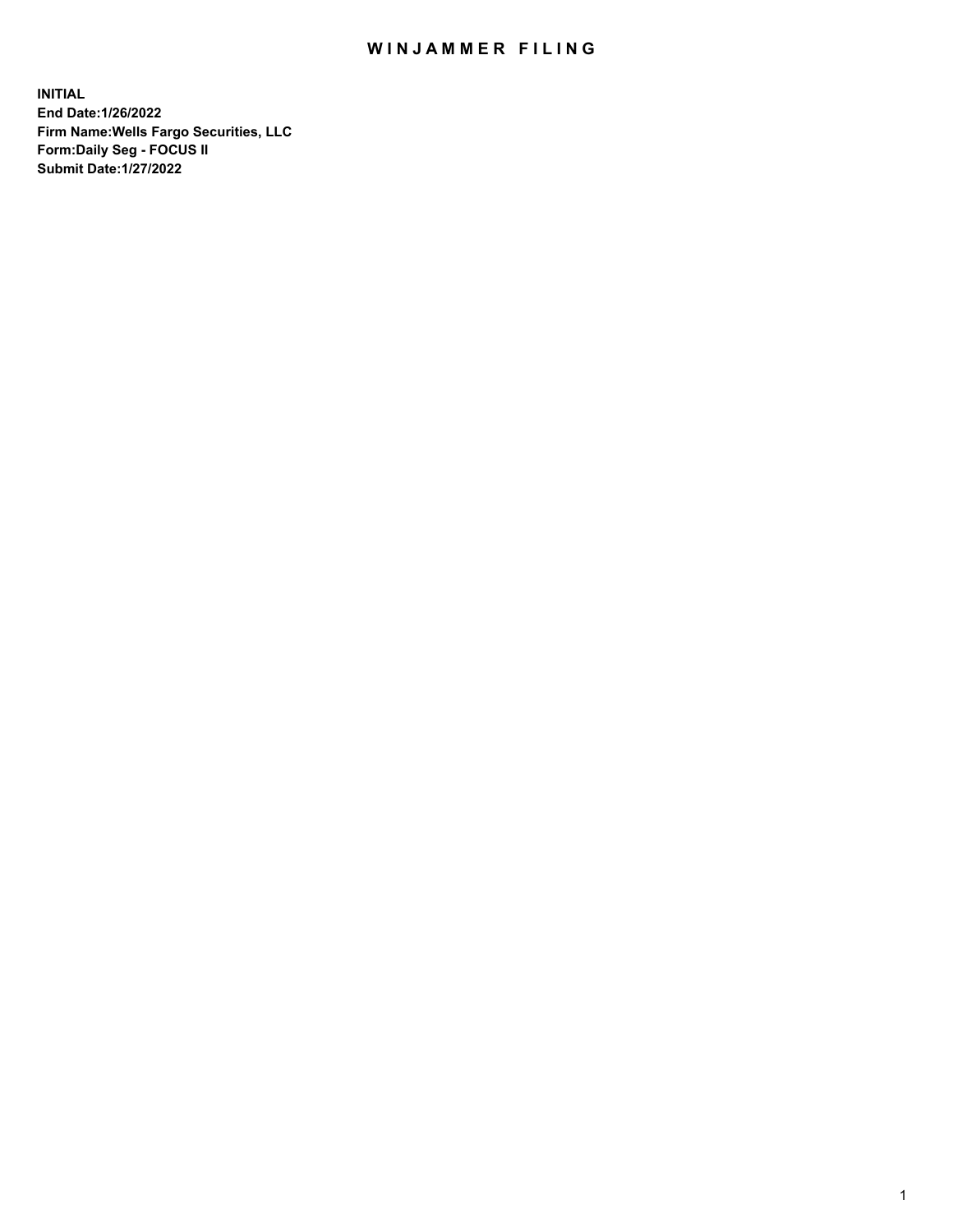# WINJAMMER FILING

**INITIAL**
**End Date:1/26/2022**
**Firm Name:Wells Fargo Securities, LLC**
**Form:Daily Seg - FOCUS II**
**Submit Date:1/27/2022**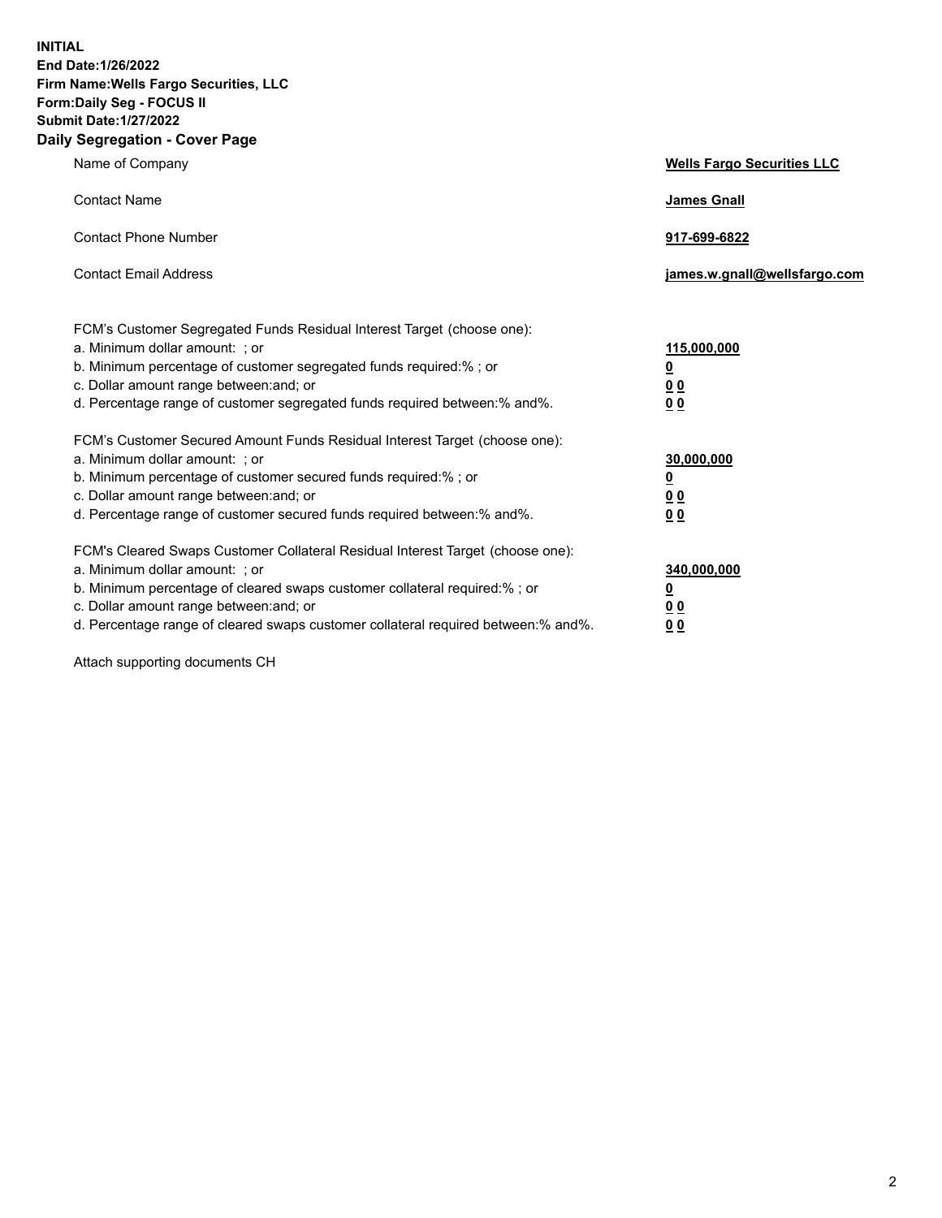**INITIAL**
**End Date:1/26/2022**
**Firm Name:Wells Fargo Securities, LLC**
**Form:Daily Seg - FOCUS II**
**Submit Date:1/27/2022**

## Daily Segregation - Cover Page

| | |
|---|---|
| Name of Company | **Wells Fargo Securities LLC** |
| Contact Name | **James Gnall** |
| Contact Phone Number | **917-699-6822** |
| Contact Email Address | **james.w.gnall@wellsfargo.com** |
| FCM's Customer Segregated Funds Residual Interest Target (choose one): | |
| a. Minimum dollar amount: ; or | **115,000,000** |
| b. Minimum percentage of customer segregated funds required:% ; or | **0** |
| c. Dollar amount range between:and; or | **0 0** |
| d. Percentage range of customer segregated funds required between:% and%. | **0 0** |
| FCM's Customer Secured Amount Funds Residual Interest Target (choose one): | |
| a. Minimum dollar amount: ; or | **30,000,000** |
| b. Minimum percentage of customer secured funds required:% ; or | **0** |
| c. Dollar amount range between:and; or | **0 0** |
| d. Percentage range of customer secured funds required between:% and%. | **0 0** |
| FCM's Cleared Swaps Customer Collateral Residual Interest Target (choose one): | |
| a. Minimum dollar amount: ; or | **340,000,000** |
| b. Minimum percentage of cleared swaps customer collateral required:% ; or | **0** |
| c. Dollar amount range between:and; or | **0 0** |
| d. Percentage range of cleared swaps customer collateral required between:% and%. | **0 0** |

Attach supporting documents CH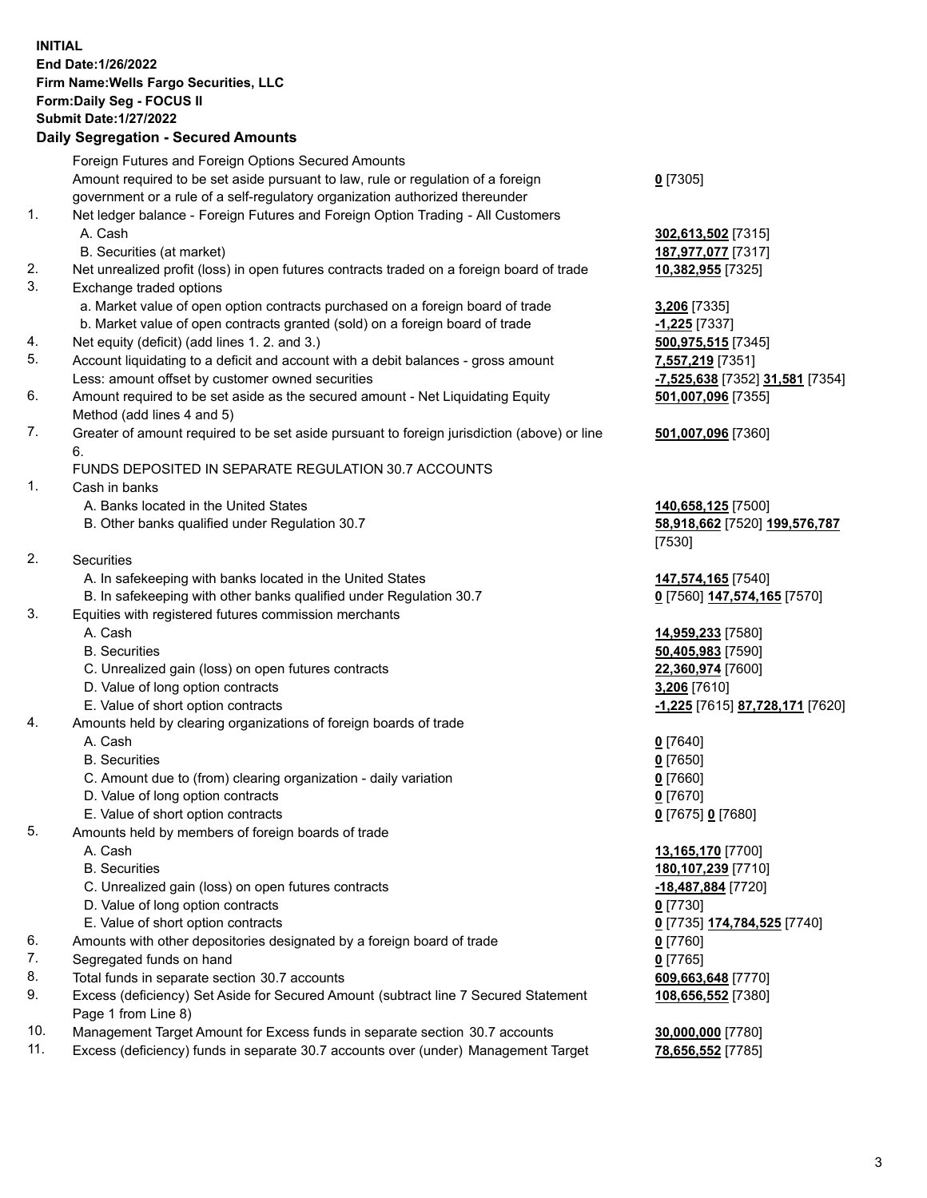**INITIAL**
**End Date:1/26/2022**
**Firm Name:Wells Fargo Securities, LLC**
**Form:Daily Seg - FOCUS II**
**Submit Date:1/27/2022**

## Daily Segregation - Secured Amounts

| | | |
|---|---|---|
| | Foreign Futures and Foreign Options Secured Amounts | |
| | Amount required to be set aside pursuant to law, rule or regulation of a foreign government or a rule of a self-regulatory organization authorized thereunder | **0** [7305] |
| 1. | Net ledger balance - Foreign Futures and Foreign Option Trading - All Customers | |
| | A. Cash | **302,613,502** [7315] |
| | B. Securities (at market) | **187,977,077** [7317] |
| 2. | Net unrealized profit (loss) in open futures contracts traded on a foreign board of trade | **10,382,955** [7325] |
| 3. | Exchange traded options | |
| | a. Market value of open option contracts purchased on a foreign board of trade | **3,206** [7335] |
| | b. Market value of open contracts granted (sold) on a foreign board of trade | **-1,225** [7337] |
| 4. | Net equity (deficit) (add lines 1. 2. and 3.) | **500,975,515** [7345] |
| 5. | Account liquidating to a deficit and account with a debit balances - gross amount | **7,557,219** [7351] |
| | Less: amount offset by customer owned securities | **-7,525,638** [7352] **31,581** [7354] |
| 6. | Amount required to be set aside as the secured amount - Net Liquidating Equity Method (add lines 4 and 5) | **501,007,096** [7355] |
| 7. | Greater of amount required to be set aside pursuant to foreign jurisdiction (above) or line 6. | **501,007,096** [7360] |
| | FUNDS DEPOSITED IN SEPARATE REGULATION 30.7 ACCOUNTS | |
| 1. | Cash in banks | |
| | A. Banks located in the United States | **140,658,125** [7500] |
| | B. Other banks qualified under Regulation 30.7 | **58,918,662** [7520] **199,576,787** [7530] |
| 2. | Securities | |
| | A. In safekeeping with banks located in the United States | **147,574,165** [7540] |
| | B. In safekeeping with other banks qualified under Regulation 30.7 | **0** [7560] **147,574,165** [7570] |
| 3. | Equities with registered futures commission merchants | |
| | A. Cash | **14,959,233** [7580] |
| | B. Securities | **50,405,983** [7590] |
| | C. Unrealized gain (loss) on open futures contracts | **22,360,974** [7600] |
| | D. Value of long option contracts | **3,206** [7610] |
| | E. Value of short option contracts | **-1,225** [7615] **87,728,171** [7620] |
| 4. | Amounts held by clearing organizations of foreign boards of trade | |
| | A. Cash | **0** [7640] |
| | B. Securities | **0** [7650] |
| | C. Amount due to (from) clearing organization - daily variation | **0** [7660] |
| | D. Value of long option contracts | **0** [7670] |
| | E. Value of short option contracts | **0** [7675] **0** [7680] |
| 5. | Amounts held by members of foreign boards of trade | |
| | A. Cash | **13,165,170** [7700] |
| | B. Securities | **180,107,239** [7710] |
| | C. Unrealized gain (loss) on open futures contracts | **-18,487,884** [7720] |
| | D. Value of long option contracts | **0** [7730] |
| | E. Value of short option contracts | **0** [7735] **174,784,525** [7740] |
| 6. | Amounts with other depositories designated by a foreign board of trade | **0** [7760] |
| 7. | Segregated funds on hand | **0** [7765] |
| 8. | Total funds in separate section 30.7 accounts | **609,663,648** [7770] |
| 9. | Excess (deficiency) Set Aside for Secured Amount (subtract line 7 Secured Statement Page 1 from Line 8) | **108,656,552** [7380] |
| 10. | Management Target Amount for Excess funds in separate section 30.7 accounts | **30,000,000** [7780] |
| 11. | Excess (deficiency) funds in separate 30.7 accounts over (under) Management Target | **78,656,552** [7785] |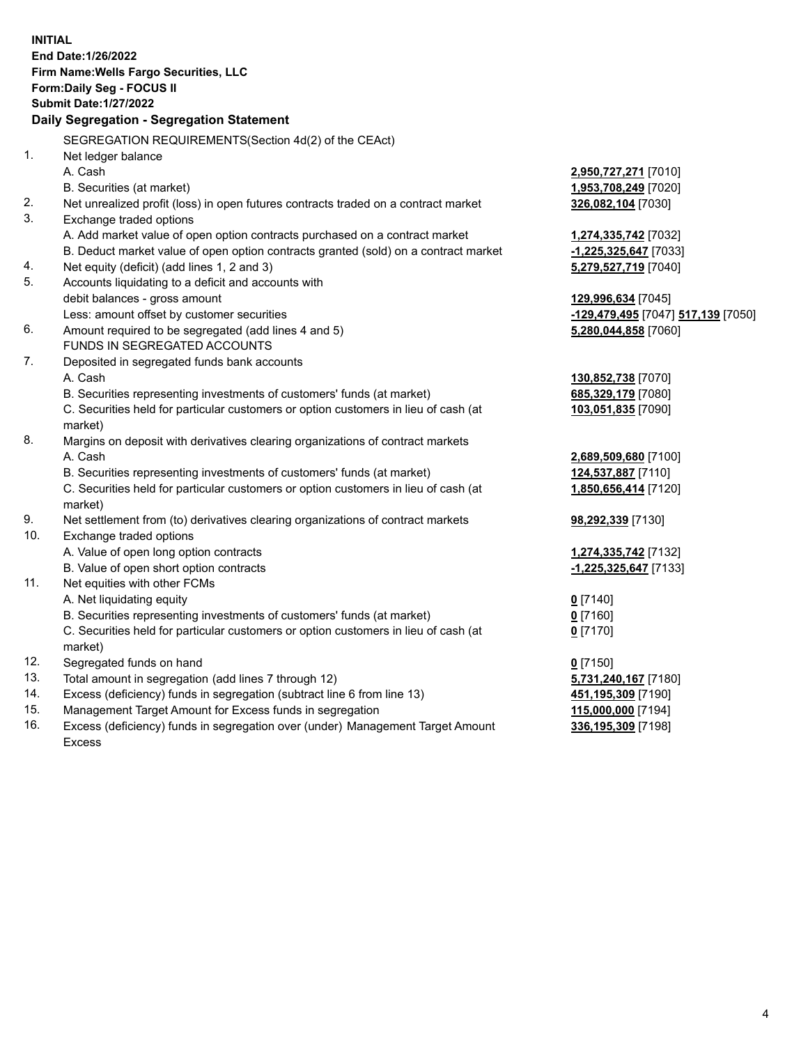**INITIAL**
**End Date:1/26/2022**
**Firm Name:Wells Fargo Securities, LLC**
**Form:Daily Seg - FOCUS II**
**Submit Date:1/27/2022**

**Daily Segregation - Segregation Statement**

SEGREGATION REQUIREMENTS(Section 4d(2) of the CEAct)

| | | |
|---|---|---|
| 1. | Net ledger balance | |
| | A. Cash | **2,950,727,271** [7010] |
| | B. Securities (at market) | **1,953,708,249** [7020] |
| 2. | Net unrealized profit (loss) in open futures contracts traded on a contract market | **326,082,104** [7030] |
| 3. | Exchange traded options | |
| | A. Add market value of open option contracts purchased on a contract market | **1,274,335,742** [7032] |
| | B. Deduct market value of open option contracts granted (sold) on a contract market | **-1,225,325,647** [7033] |
| 4. | Net equity (deficit) (add lines 1, 2 and 3) | **5,279,527,719** [7040] |
| 5. | Accounts liquidating to a deficit and accounts with debit balances - gross amount | **129,996,634** [7045] |
| | Less: amount offset by customer securities | **-129,479,495** [7047] **517,139** [7050] |
| 6. | Amount required to be segregated (add lines 4 and 5) | **5,280,044,858** [7060] |
| | FUNDS IN SEGREGATED ACCOUNTS | |
| 7. | Deposited in segregated funds bank accounts | |
| | A. Cash | **130,852,738** [7070] |
| | B. Securities representing investments of customers' funds (at market) | **685,329,179** [7080] |
| | C. Securities held for particular customers or option customers in lieu of cash (at market) | **103,051,835** [7090] |
| 8. | Margins on deposit with derivatives clearing organizations of contract markets | |
| | A. Cash | **2,689,509,680** [7100] |
| | B. Securities representing investments of customers' funds (at market) | **124,537,887** [7110] |
| | C. Securities held for particular customers or option customers in lieu of cash (at market) | **1,850,656,414** [7120] |
| 9. | Net settlement from (to) derivatives clearing organizations of contract markets | **98,292,339** [7130] |
| 10. | Exchange traded options | |
| | A. Value of open long option contracts | **1,274,335,742** [7132] |
| | B. Value of open short option contracts | **-1,225,325,647** [7133] |
| 11. | Net equities with other FCMs | |
| | A. Net liquidating equity | **0** [7140] |
| | B. Securities representing investments of customers' funds (at market) | **0** [7160] |
| | C. Securities held for particular customers or option customers in lieu of cash (at market) | **0** [7170] |
| 12. | Segregated funds on hand | **0** [7150] |
| 13. | Total amount in segregation (add lines 7 through 12) | **5,731,240,167** [7180] |
| 14. | Excess (deficiency) funds in segregation (subtract line 6 from line 13) | **451,195,309** [7190] |
| 15. | Management Target Amount for Excess funds in segregation | **115,000,000** [7194] |
| 16. | Excess (deficiency) funds in segregation over (under) Management Target Amount Excess | **336,195,309** [7198] |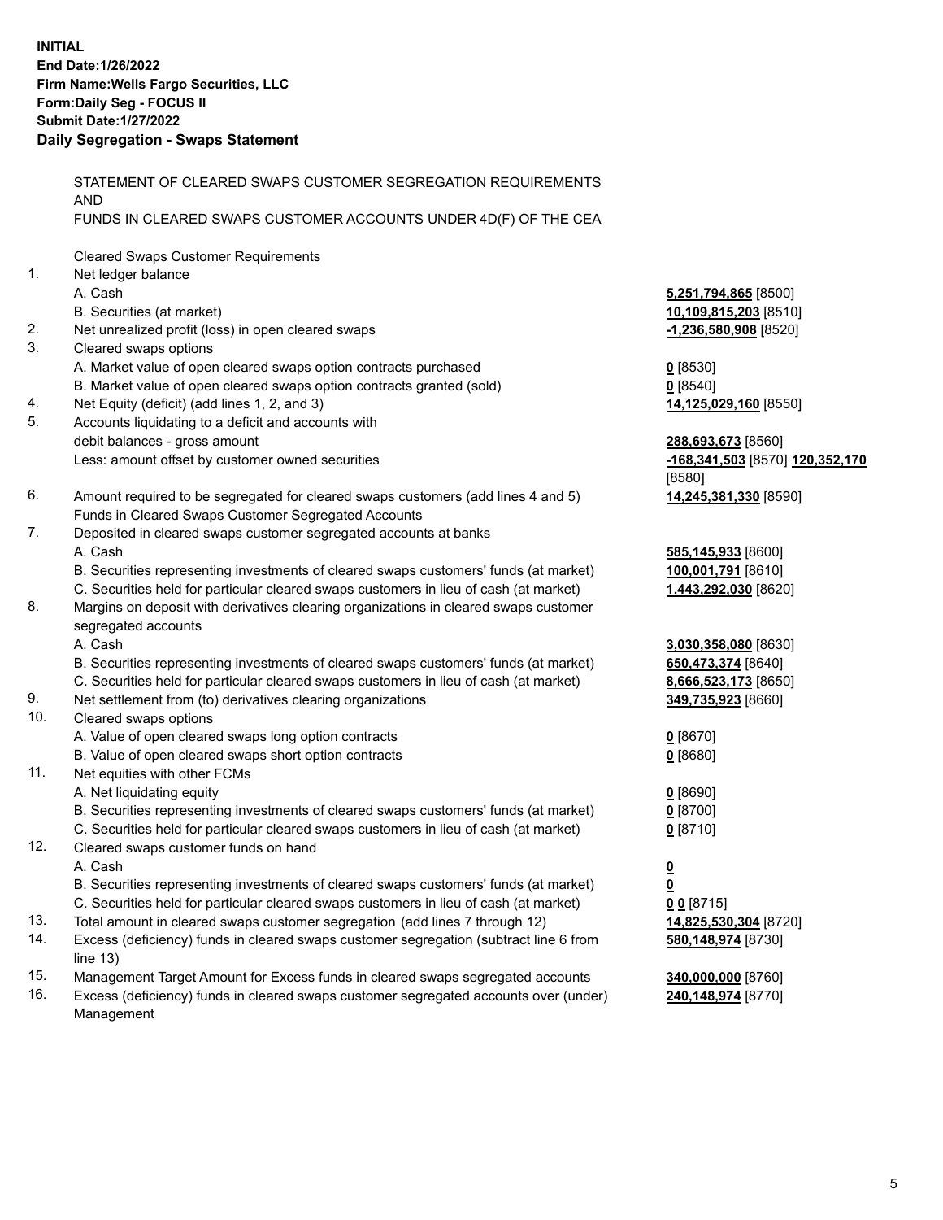**INITIAL**
**End Date:1/26/2022**
**Firm Name:Wells Fargo Securities, LLC**
**Form:Daily Seg - FOCUS II**
**Submit Date:1/27/2022**
**Daily Segregation - Swaps Statement**

STATEMENT OF CLEARED SWAPS CUSTOMER SEGREGATION REQUIREMENTS AND FUNDS IN CLEARED SWAPS CUSTOMER ACCOUNTS UNDER 4D(F) OF THE CEA

| | | |
|---|---|---|
| | Cleared Swaps Customer Requirements | |
| 1. | Net ledger balance | |
| | A. Cash | **5,251,794,865** [8500] |
| | B. Securities (at market) | **10,109,815,203** [8510] |
| 2. | Net unrealized profit (loss) in open cleared swaps | **-1,236,580,908** [8520] |
| 3. | Cleared swaps options | |
| | A. Market value of open cleared swaps option contracts purchased | **0** [8530] |
| | B. Market value of open cleared swaps option contracts granted (sold) | **0** [8540] |
| 4. | Net Equity (deficit) (add lines 1, 2, and 3) | **14,125,029,160** [8550] |
| 5. | Accounts liquidating to a deficit and accounts with debit balances - gross amount | **288,693,673** [8560] |
| | Less: amount offset by customer owned securities | **-168,341,503** [8570] **120,352,170** [8580] |
| 6. | Amount required to be segregated for cleared swaps customers (add lines 4 and 5) | **14,245,381,330** [8590] |
| | Funds in Cleared Swaps Customer Segregated Accounts | |
| 7. | Deposited in cleared swaps customer segregated accounts at banks | |
| | A. Cash | **585,145,933** [8600] |
| | B. Securities representing investments of cleared swaps customers' funds (at market) | **100,001,791** [8610] |
| | C. Securities held for particular cleared swaps customers in lieu of cash (at market) | **1,443,292,030** [8620] |
| 8. | Margins on deposit with derivatives clearing organizations in cleared swaps customer segregated accounts | |
| | A. Cash | **3,030,358,080** [8630] |
| | B. Securities representing investments of cleared swaps customers' funds (at market) | **650,473,374** [8640] |
| | C. Securities held for particular cleared swaps customers in lieu of cash (at market) | **8,666,523,173** [8650] |
| 9. | Net settlement from (to) derivatives clearing organizations | **349,735,923** [8660] |
| 10. | Cleared swaps options | |
| | A. Value of open cleared swaps long option contracts | **0** [8670] |
| | B. Value of open cleared swaps short option contracts | **0** [8680] |
| 11. | Net equities with other FCMs | |
| | A. Net liquidating equity | **0** [8690] |
| | B. Securities representing investments of cleared swaps customers' funds (at market) | **0** [8700] |
| | C. Securities held for particular cleared swaps customers in lieu of cash (at market) | **0** [8710] |
| 12. | Cleared swaps customer funds on hand | |
| | A. Cash | **0** |
| | B. Securities representing investments of cleared swaps customers' funds (at market) | **0** |
| | C. Securities held for particular cleared swaps customers in lieu of cash (at market) | **0** **0** [8715] |
| 13. | Total amount in cleared swaps customer segregation (add lines 7 through 12) | **14,825,530,304** [8720] |
| 14. | Excess (deficiency) funds in cleared swaps customer segregation (subtract line 6 from line 13) | **580,148,974** [8730] |
| 15. | Management Target Amount for Excess funds in cleared swaps segregated accounts | **340,000,000** [8760] |
| 16. | Excess (deficiency) funds in cleared swaps customer segregated accounts over (under) Management | **240,148,974** [8770] |